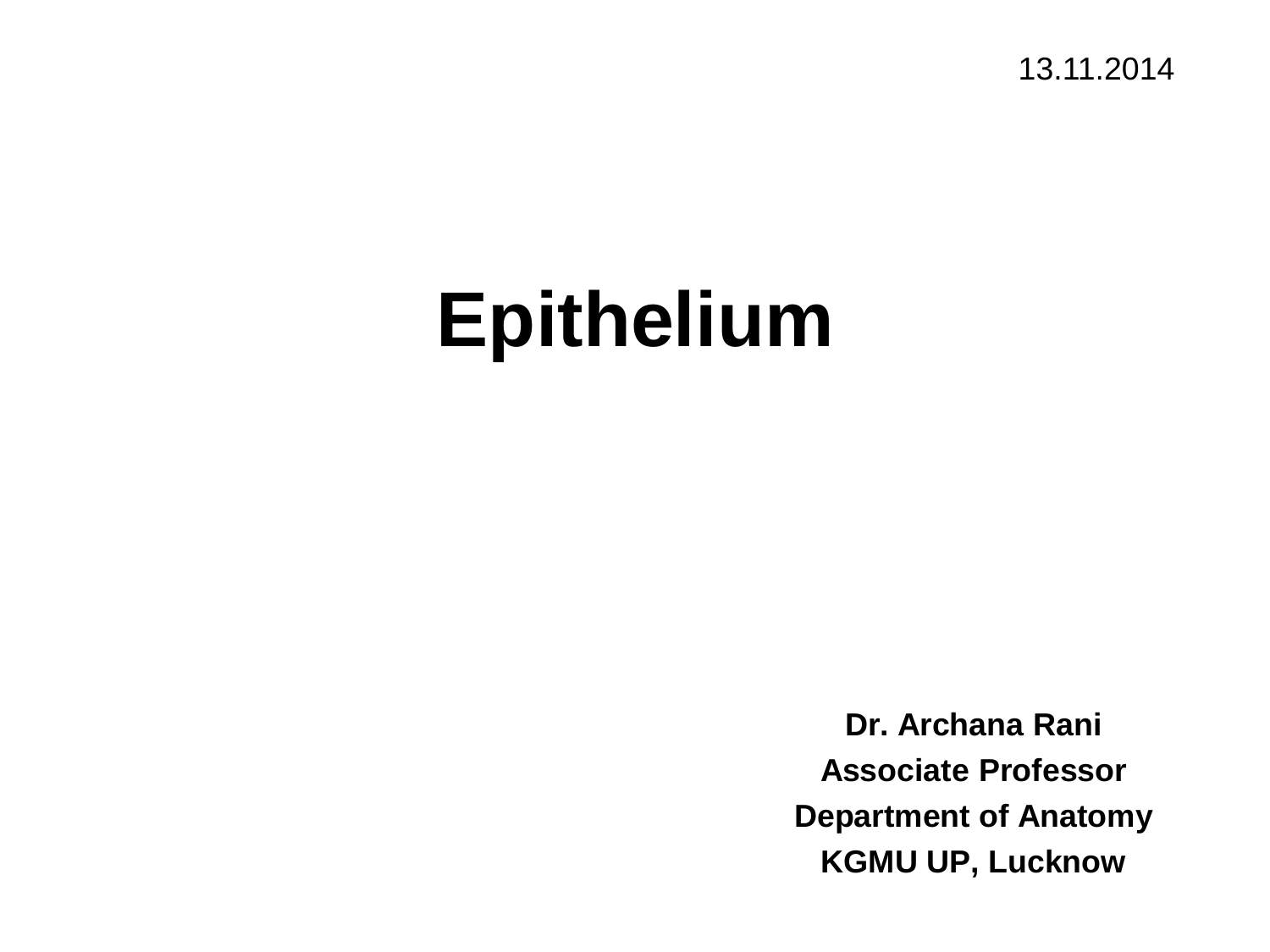13.11.2014

# Epithelium

**Dr. Archana Rani**

**Associate Professor**

**Department of Anatomy**

**KGMU UP, Lucknow**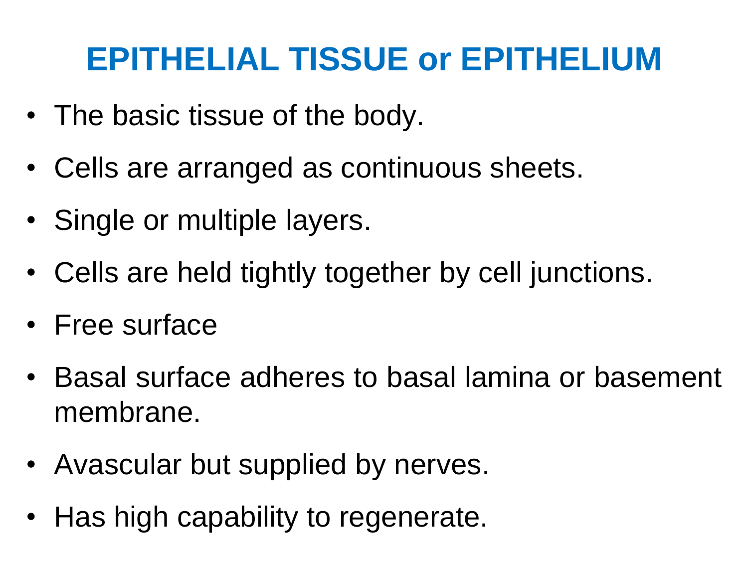# EPITHELIAL TISSUE or EPITHELIUM

- The basic tissue of the body.
- Cells are arranged as continuous sheets.
- Single or multiple layers.
- Cells are held tightly together by cell junctions.
- Free surface
- Basal surface adheres to basal lamina or basement membrane.
- Avascular but supplied by nerves.
- Has high capability to regenerate.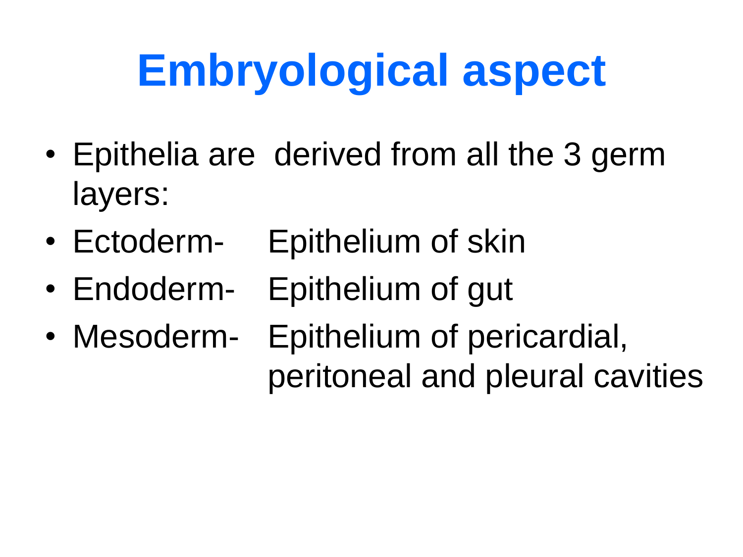# Embryological aspect

- Epithelia are derived from all the 3 germ layers:
- Ectoderm- Epithelium of skin
- Endoderm- Epithelium of gut
- Mesoderm- Epithelium of pericardial, peritoneal and pleural cavities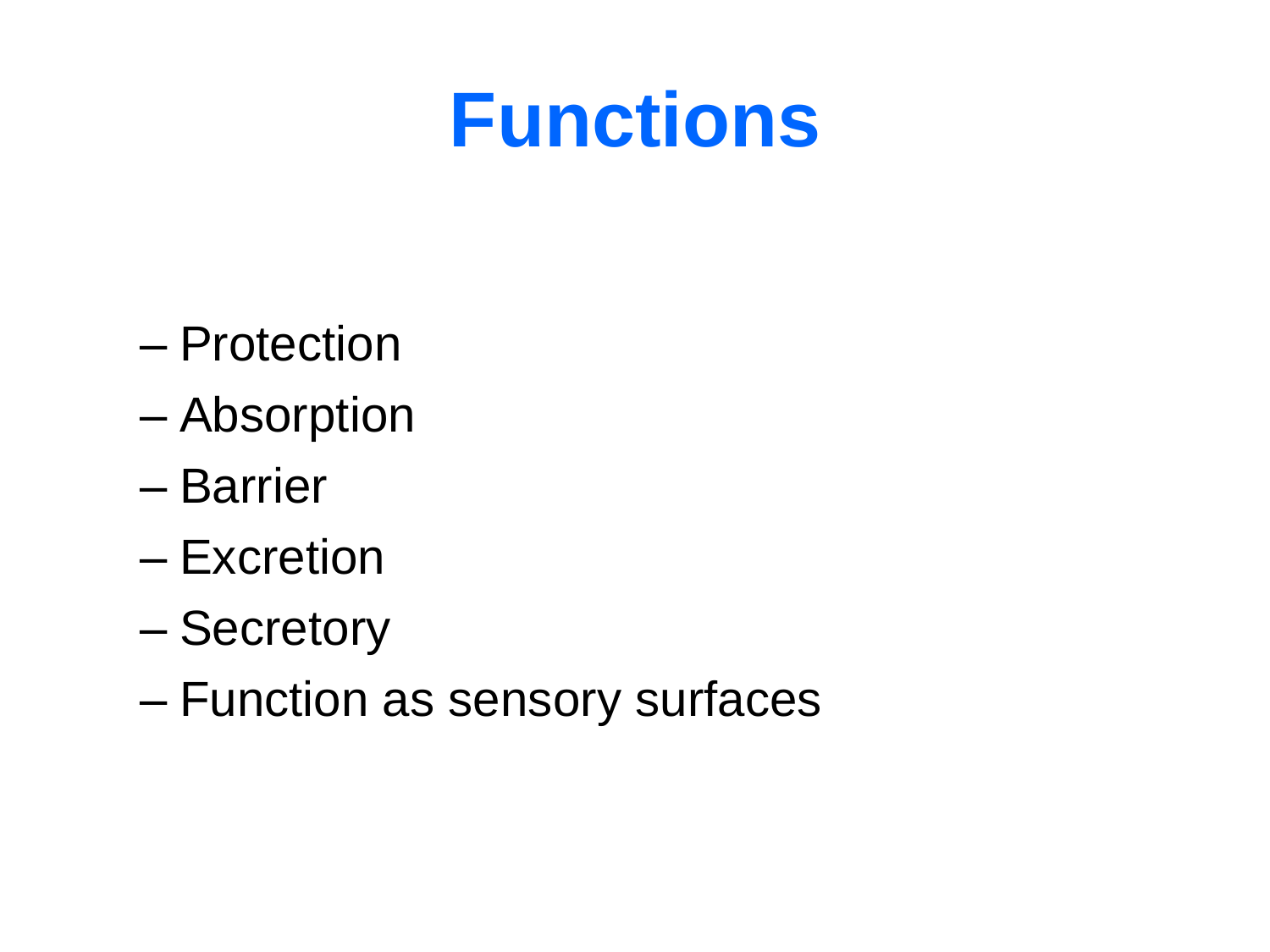# Functions

- Protection
- Absorption
- Barrier
- Excretion
- Secretory
- Function as sensory surfaces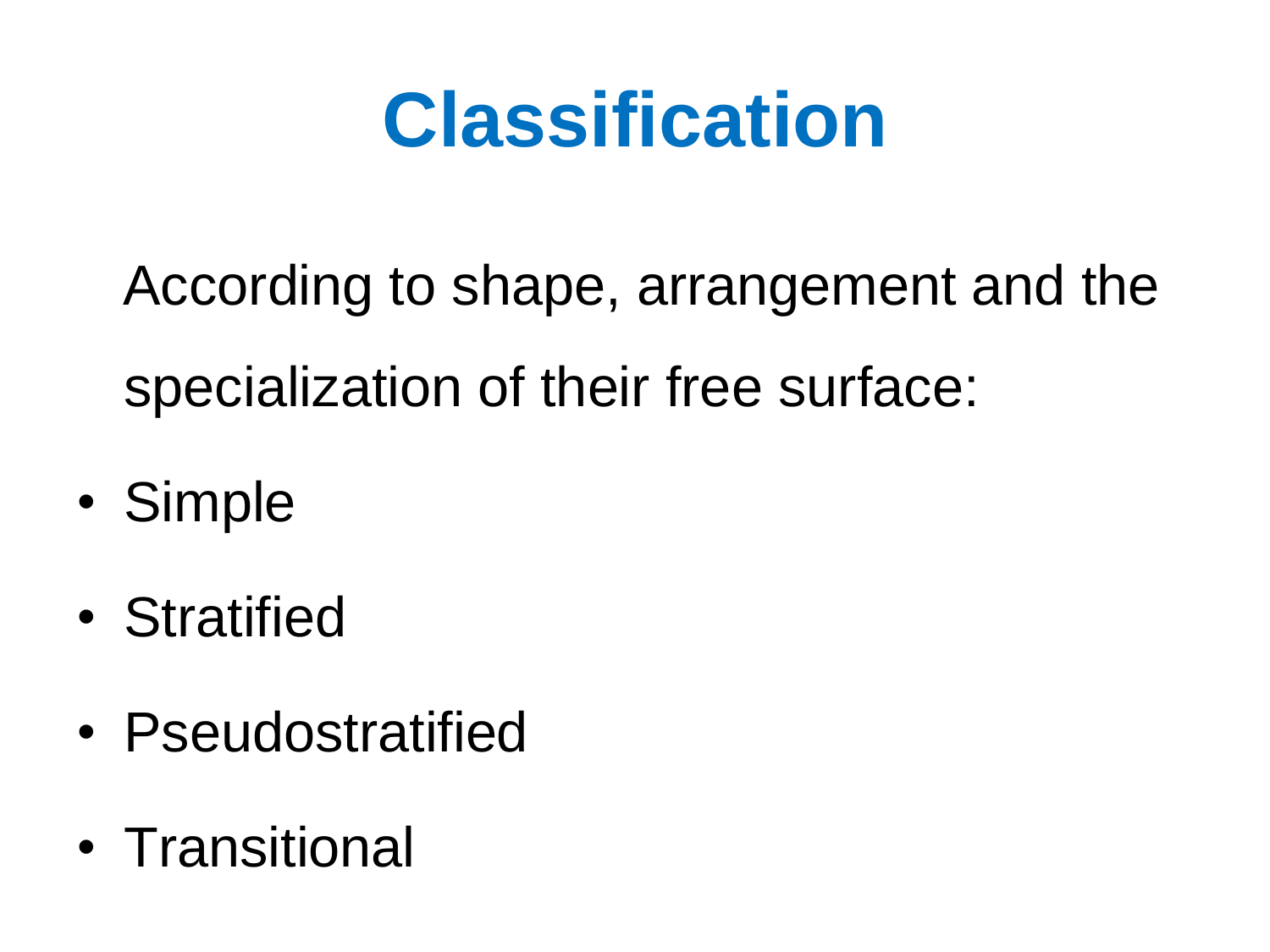# Classification

According to shape, arrangement and the specialization of their free surface:

- Simple
- Stratified
- Pseudostratified
- Transitional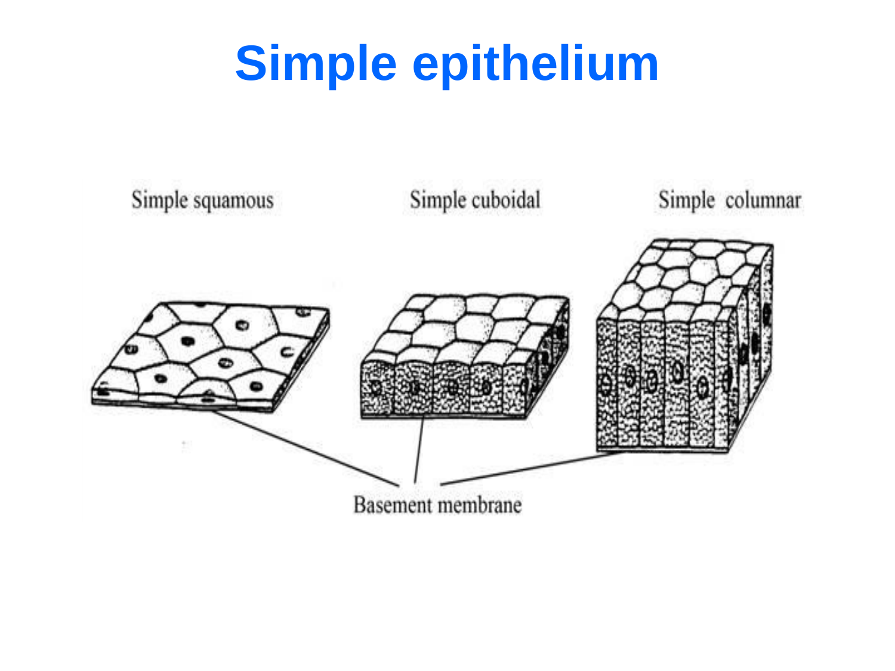# Simple epithelium

Simple squamous

Simple cuboidal

Simple columnar

Basement membrane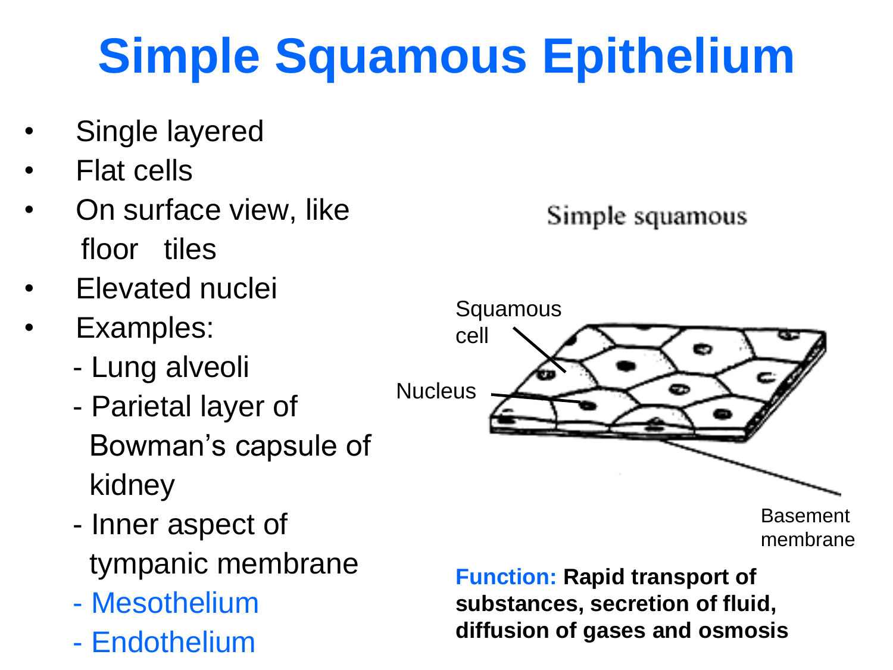# Simple Squamous Epithelium

- Single layered
- Flat cells
- On surface view, like floor tiles
- Elevated nuclei
- Examples:
  - Lung alveoli
  - Parietal layer of Bowman's capsule of kidney
  - Inner aspect of tympanic membrane
  - Mesothelium
  - Endothelium

Simple squamous

Squamous cell

Nucleus

Basement membrane

**Function: Rapid transport of substances, secretion of fluid, diffusion of gases and osmosis**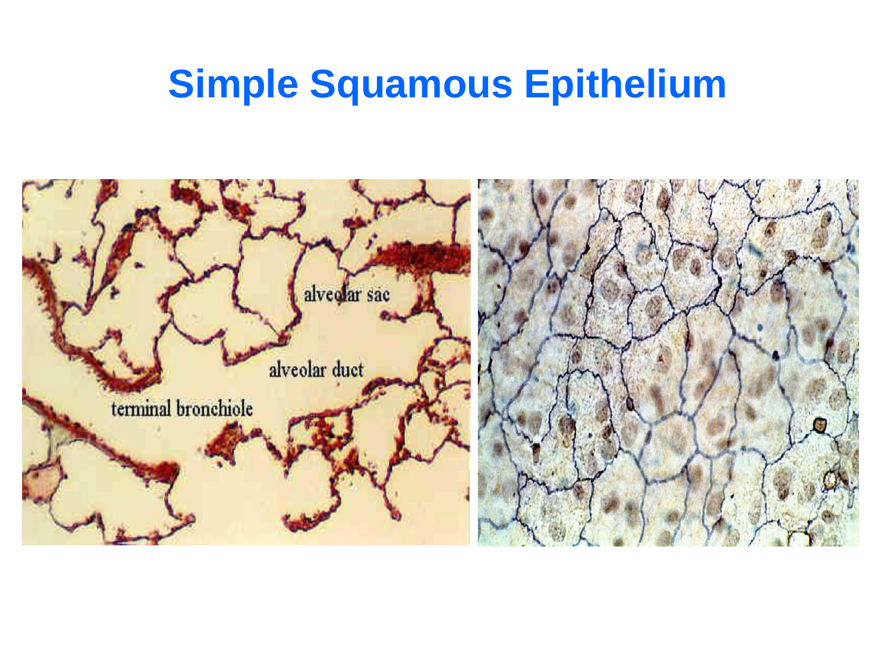# Simple Squamous Epithelium

alveolar sac

alveolar duct

terminal bronchiole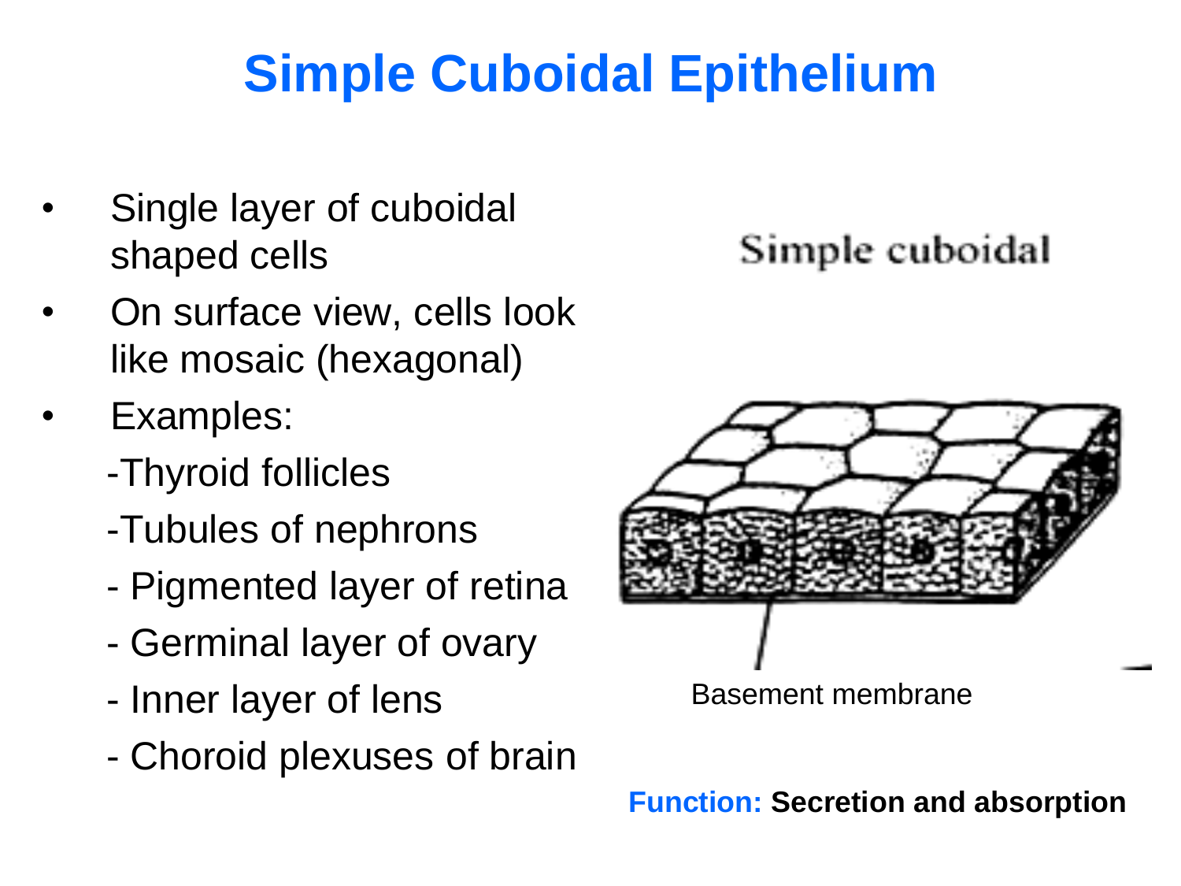# Simple Cuboidal Epithelium

- Single layer of cuboidal shaped cells
- On surface view, cells look like mosaic (hexagonal)
- Examples:
  - -Thyroid follicles
  - -Tubules of nephrons
  - - Pigmented layer of retina
  - - Germinal layer of ovary
  - - Inner layer of lens
  - - Choroid plexuses of brain

Simple cuboidal

Basement membrane

**Function: Secretion and absorption**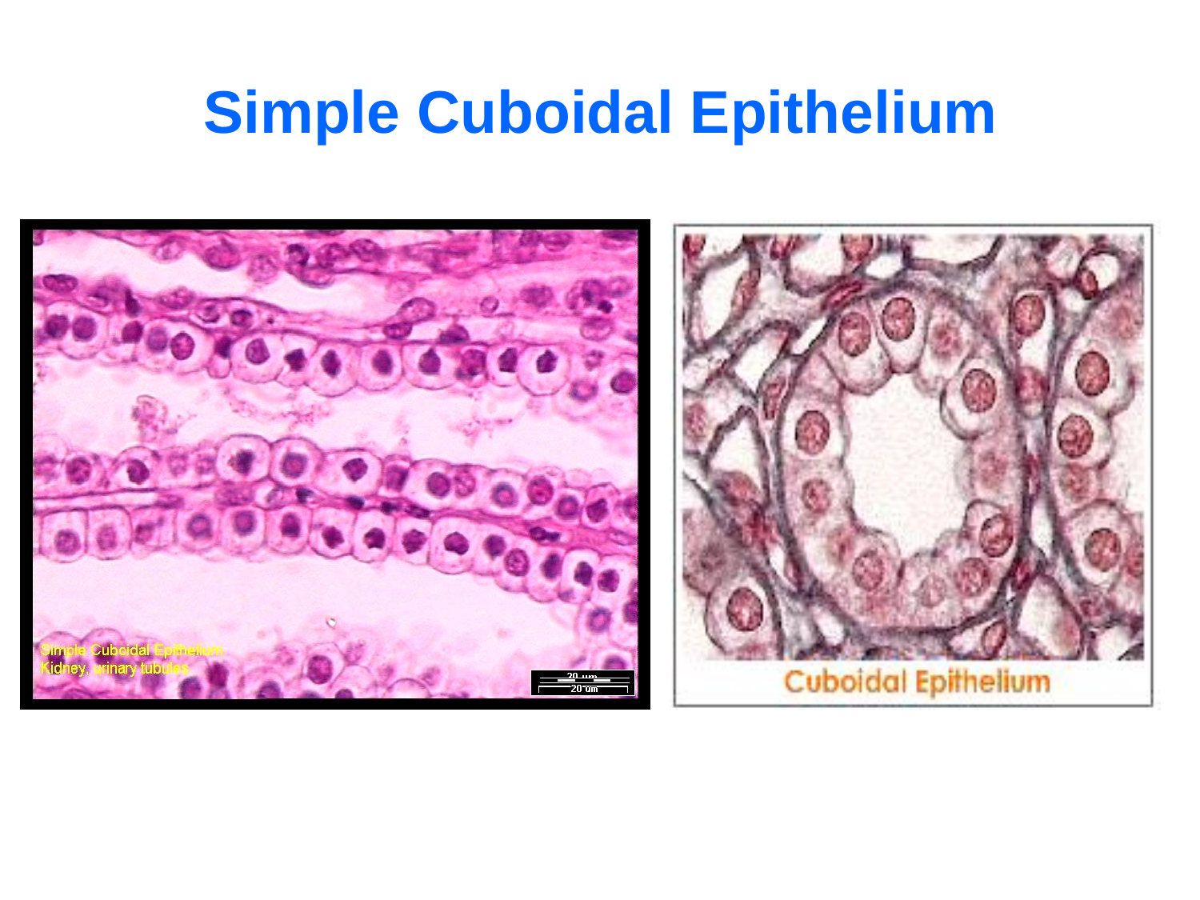# Simple Cuboidal Epithelium

Simple Cuboidal Epithelium
Kidney, urinary tubules

20 um

Cuboidal Epithelium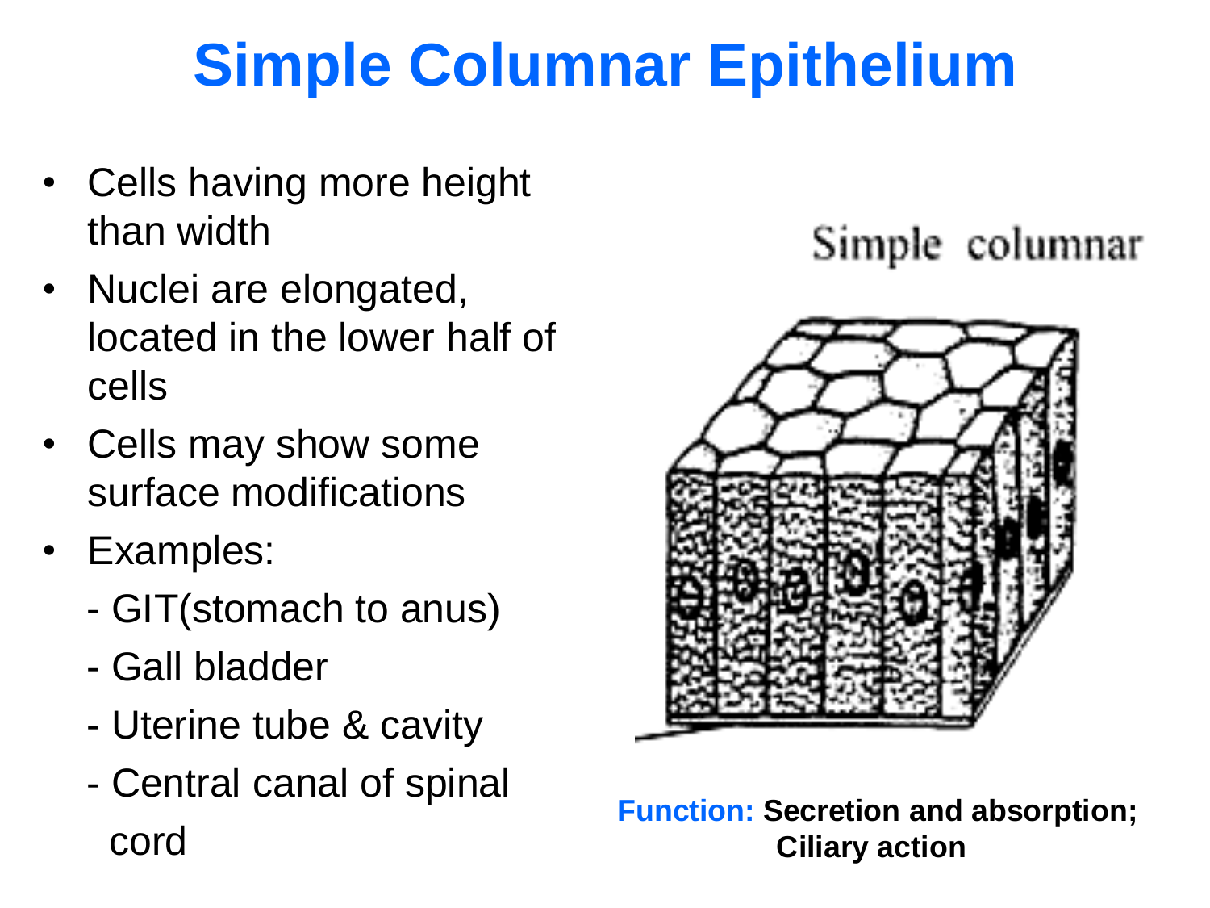# Simple Columnar Epithelium

- Cells having more height than width
- Nuclei are elongated, located in the lower half of cells
- Cells may show some surface modifications
- Examples:
  - GIT(stomach to anus)
  - Gall bladder
  - Uterine tube & cavity
  - Central canal of spinal cord

Simple columnar

**Function:** **Secretion and absorption; Ciliary action**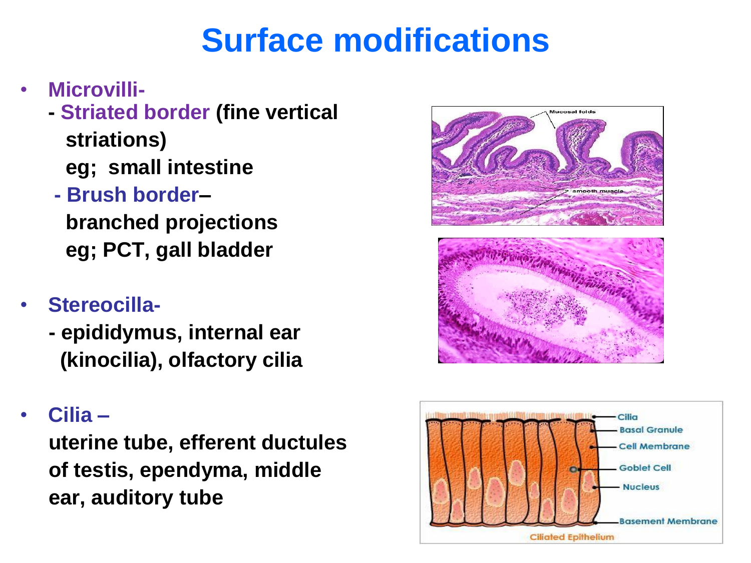# Surface modifications

- **Microvilli-**
  - **Striated border (fine vertical striations)**
    **eg; small intestine**
  - **Brush border– branched projections**
    **eg; PCT, gall bladder**

- **Stereocilla-**
  - **epididymus, internal ear (kinocilia), olfactory cilia**

- **Cilia –**
  **uterine tube, efferent ductules of testis, ependyma, middle ear, auditory tube**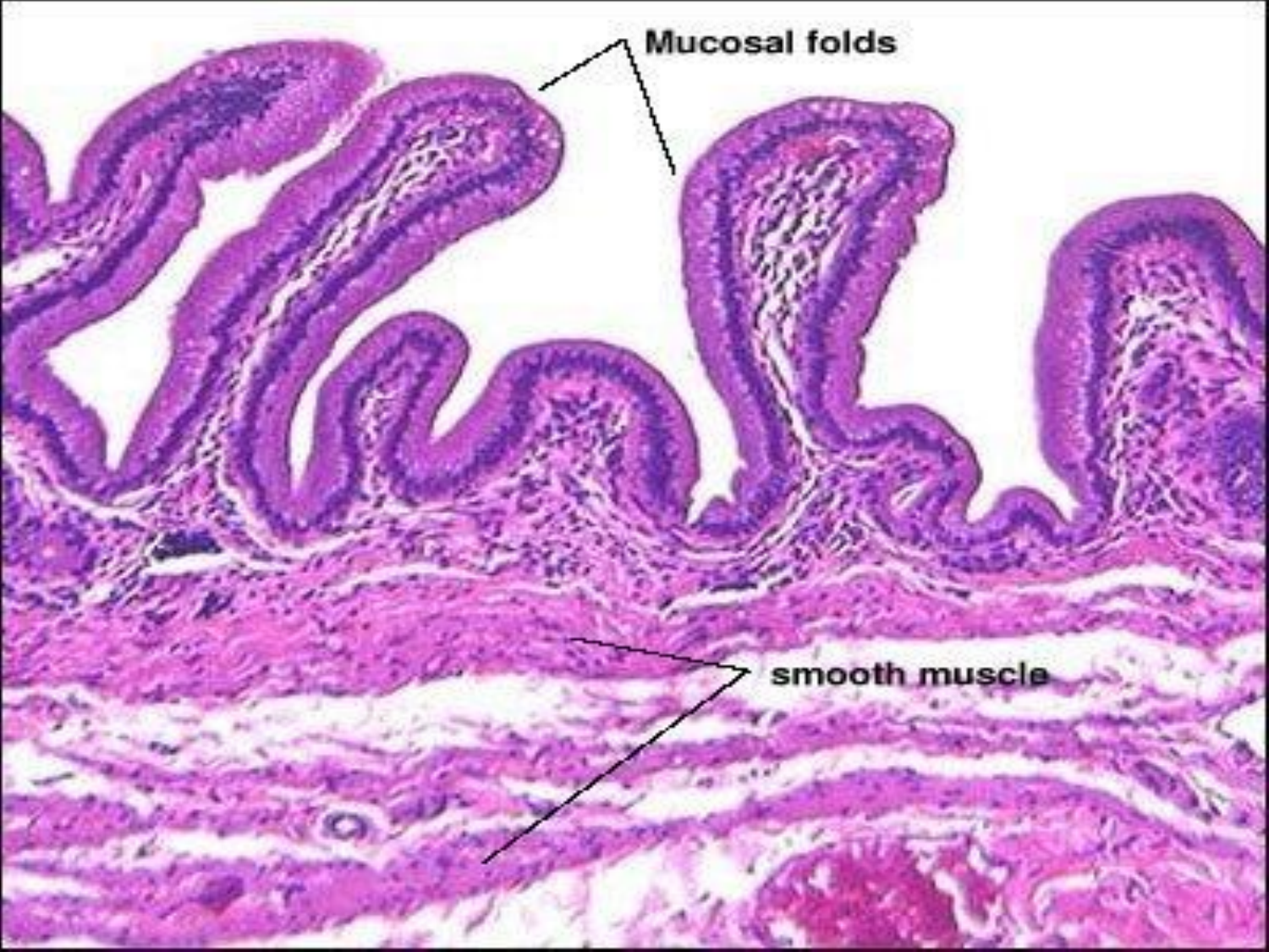Mucosal folds

smooth muscle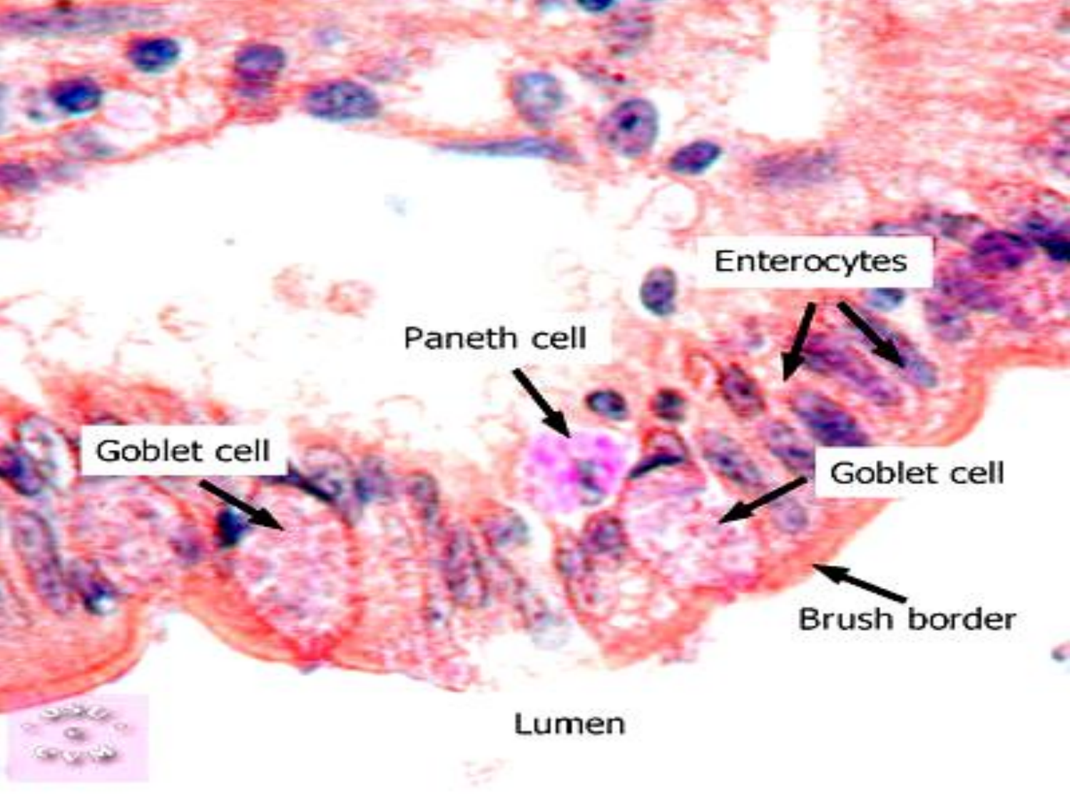Enterocytes

Paneth cell

Goblet cell

Goblet cell

Brush border

Lumen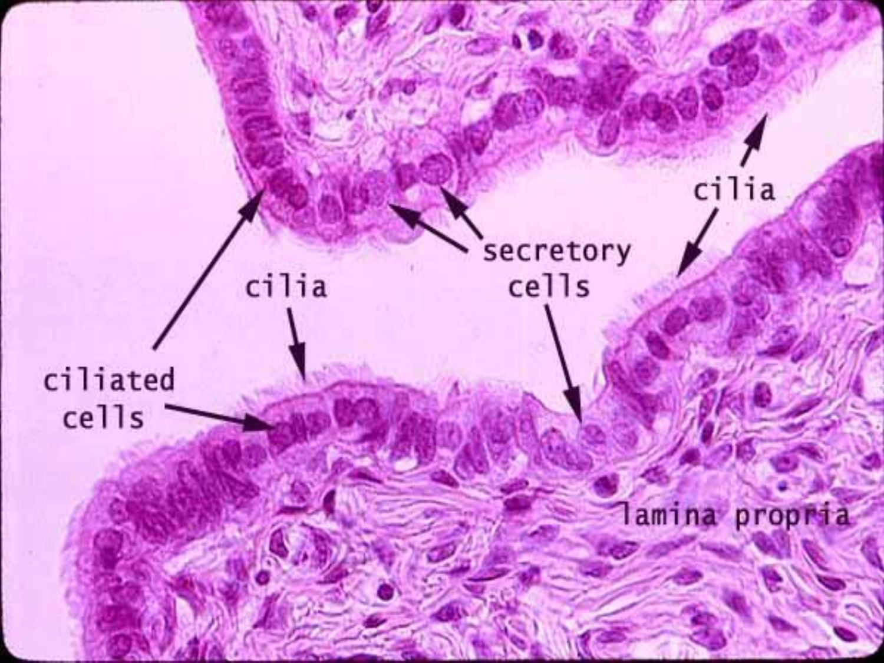ciliated cells

cilia

secretory cells

cilia

lamina propria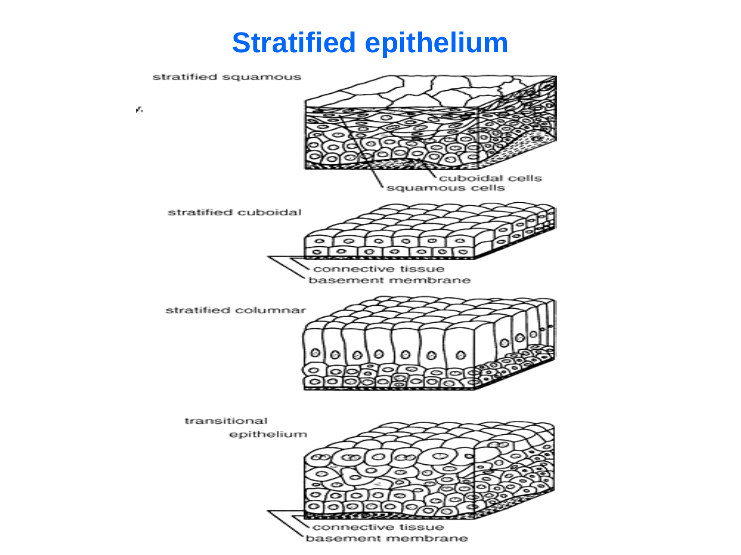# Stratified epithelium

stratified squamous

cuboidal cells

squamous cells

stratified cuboidal

connective tissue

basement membrane

stratified columnar

transitional epithelium

connective tissue

basement membrane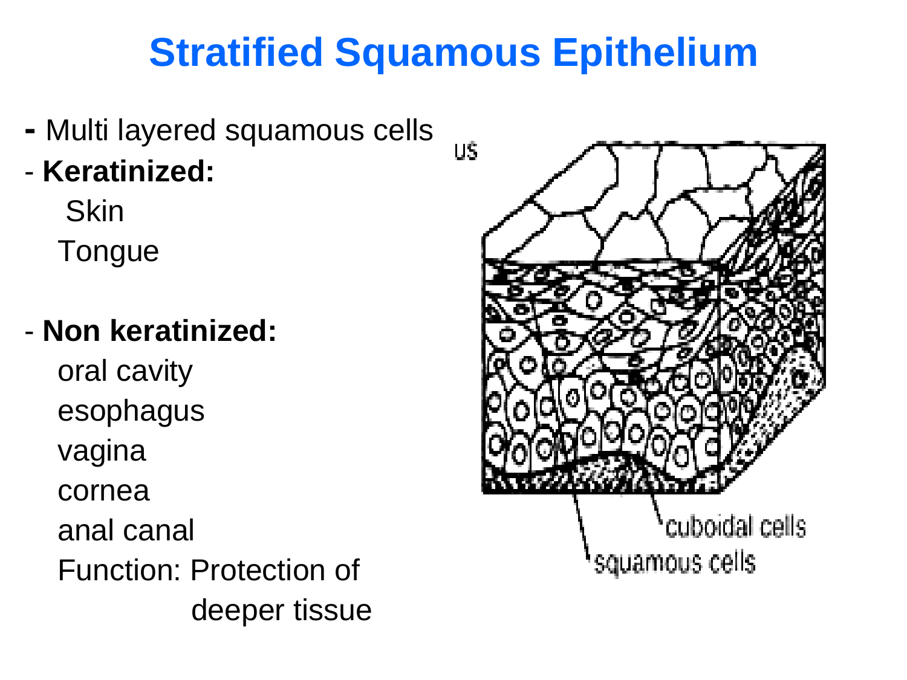# Stratified Squamous Epithelium

- Multi layered squamous cells
- **Keratinized:**
  - Skin
  - Tongue
- **Non keratinized:**
  - oral cavity
  - esophagus
  - vagina
  - cornea
  - anal canal

Function: Protection of deeper tissue

us

cuboidal cells

squamous cells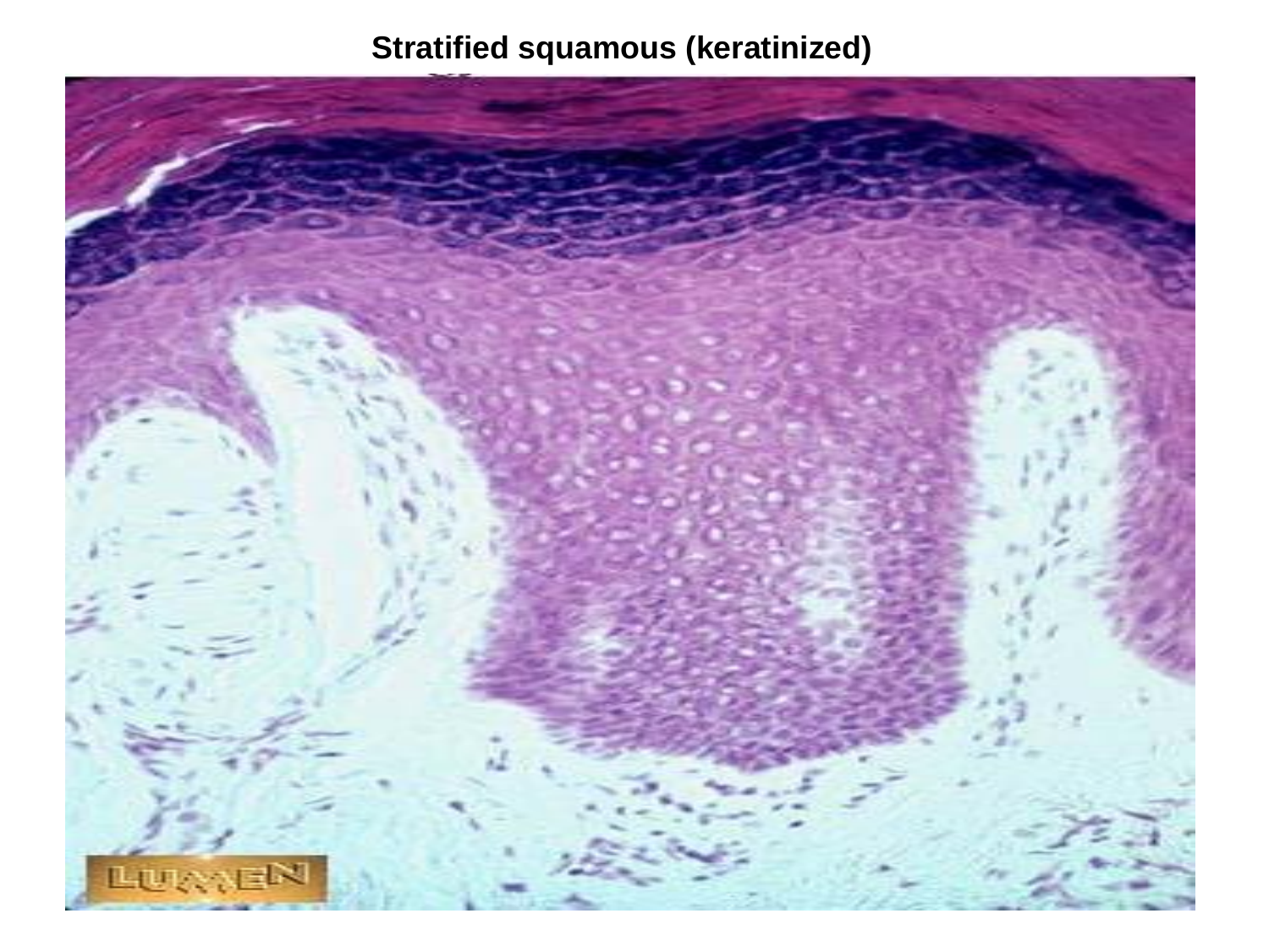**Stratified squamous (keratinized)**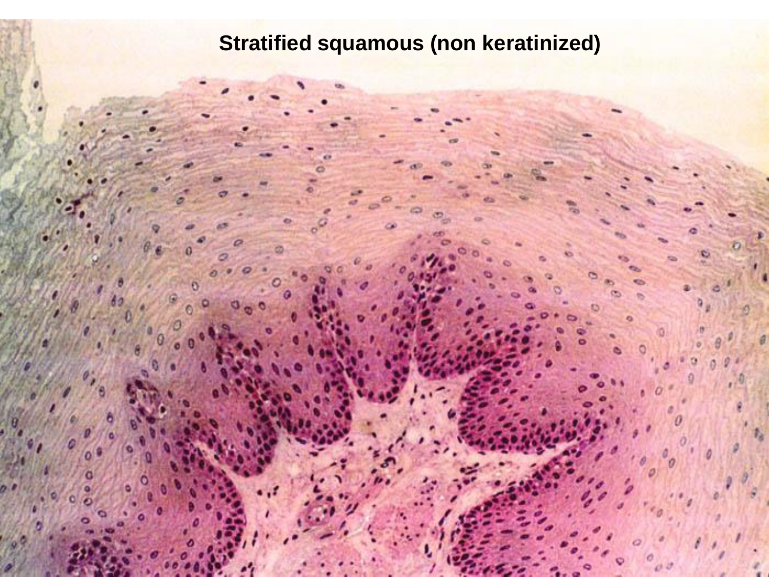**Stratified squamous (non keratinized)**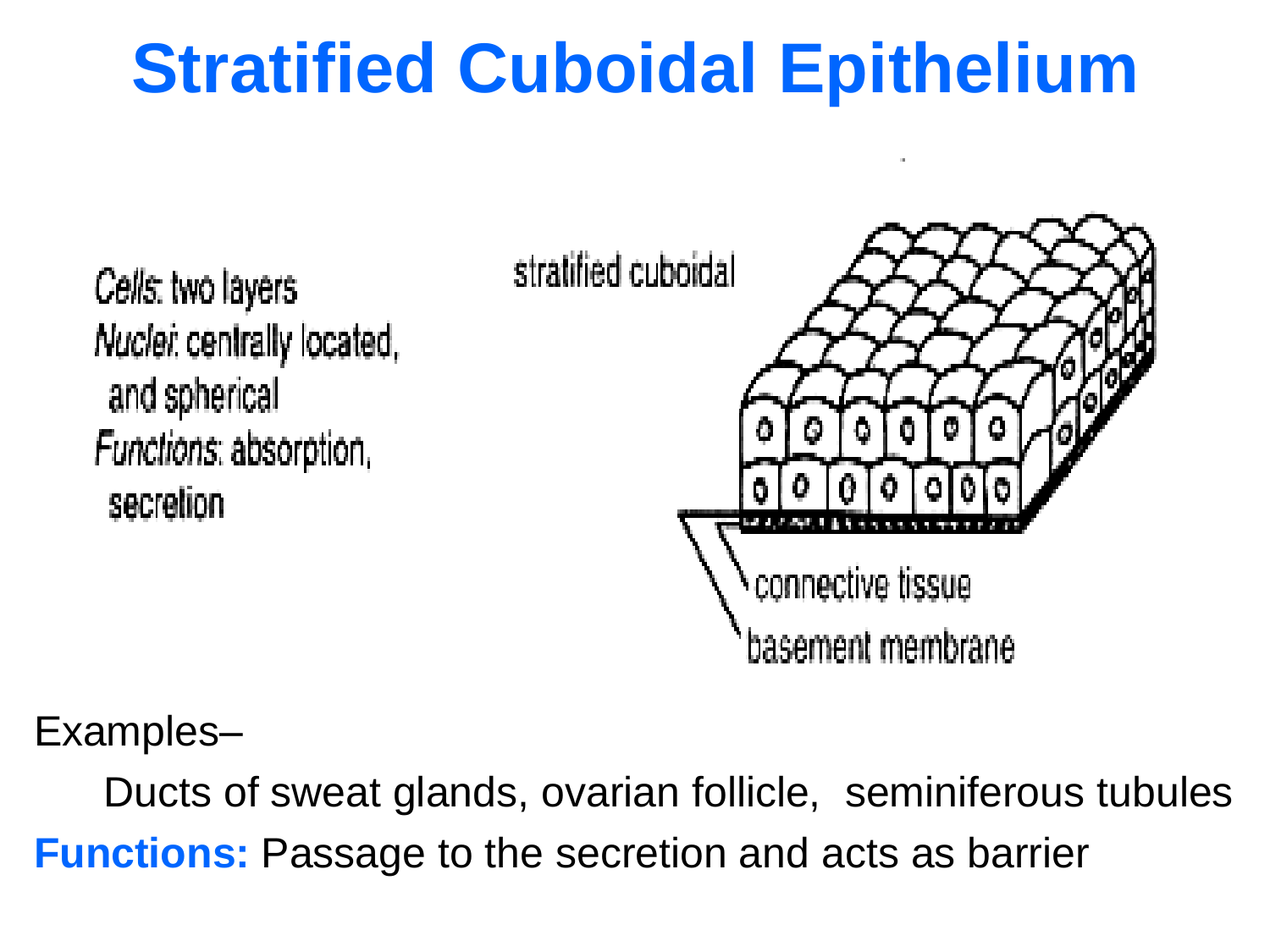# Stratified Cuboidal Epithelium

*Cells*: two layers
*Nuclei*: centrally located, and spherical
*Functions*: absorption, secretion

stratified cuboidal

connective tissue

basement membrane

Examples–

Ducts of sweat glands, ovarian follicle, seminiferous tubules

**Functions:** Passage to the secretion and acts as barrier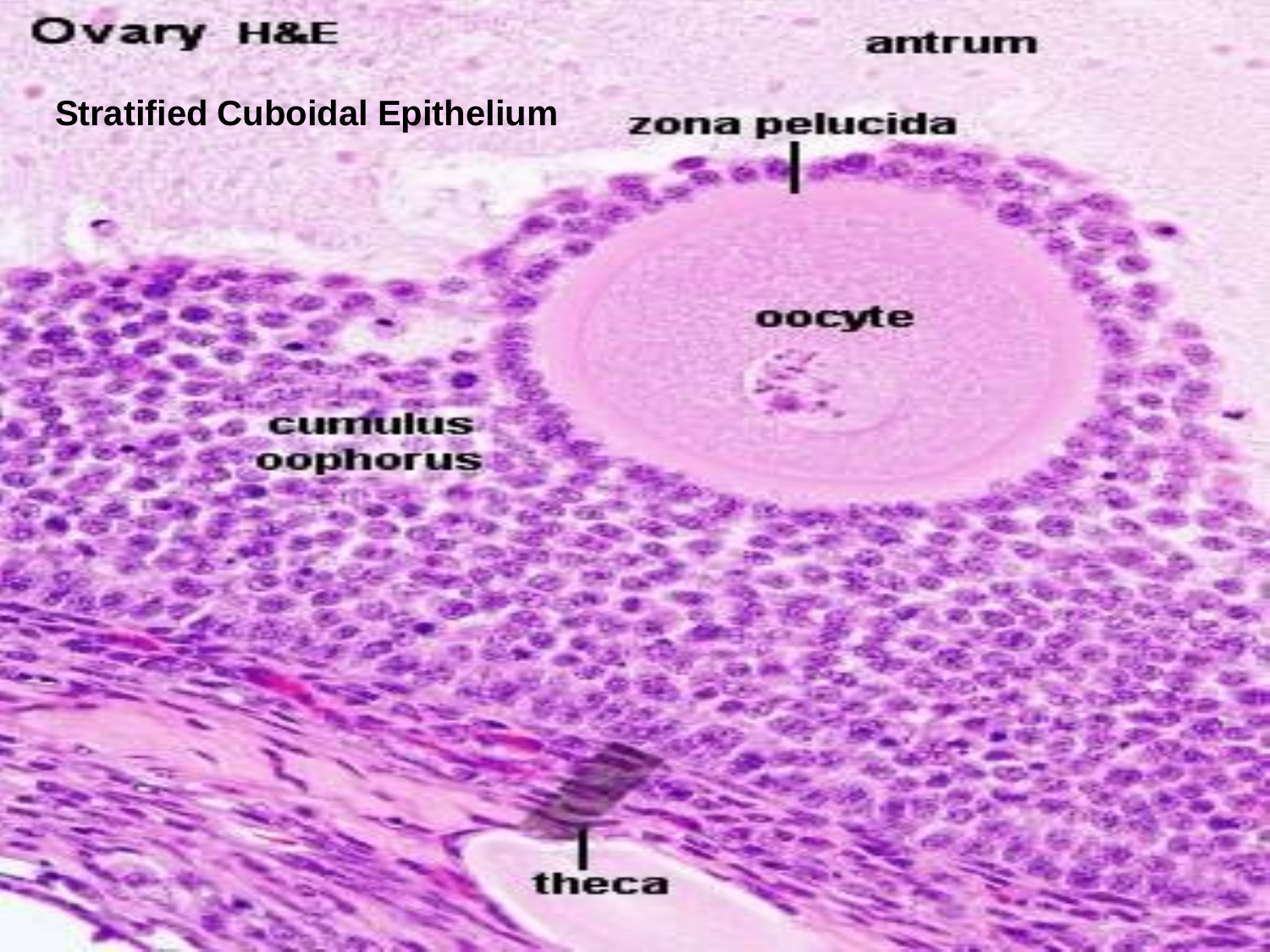Ovary H&E

**Stratified Cuboidal Epithelium**

antrum

zona pelucida

oocyte

cumulus oophorus

theca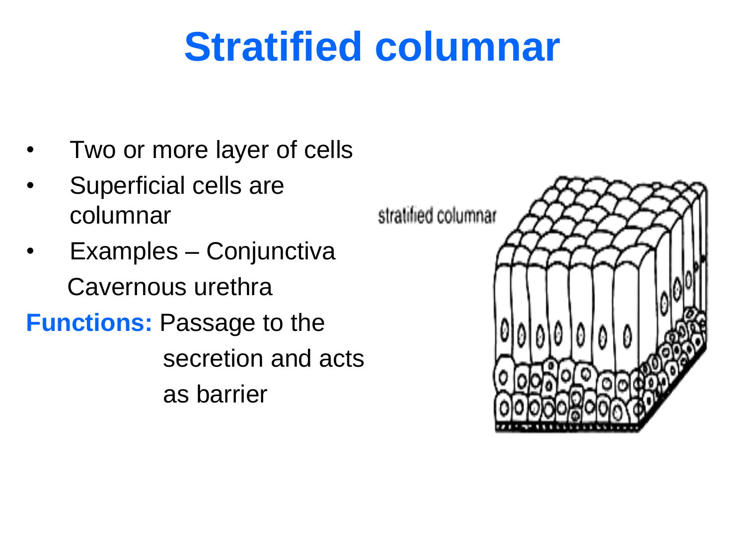# Stratified columnar

- Two or more layer of cells
- Superficial cells are columnar
- Examples – Conjunctiva
  Cavernous urethra

**Functions:** Passage to the secretion and acts as barrier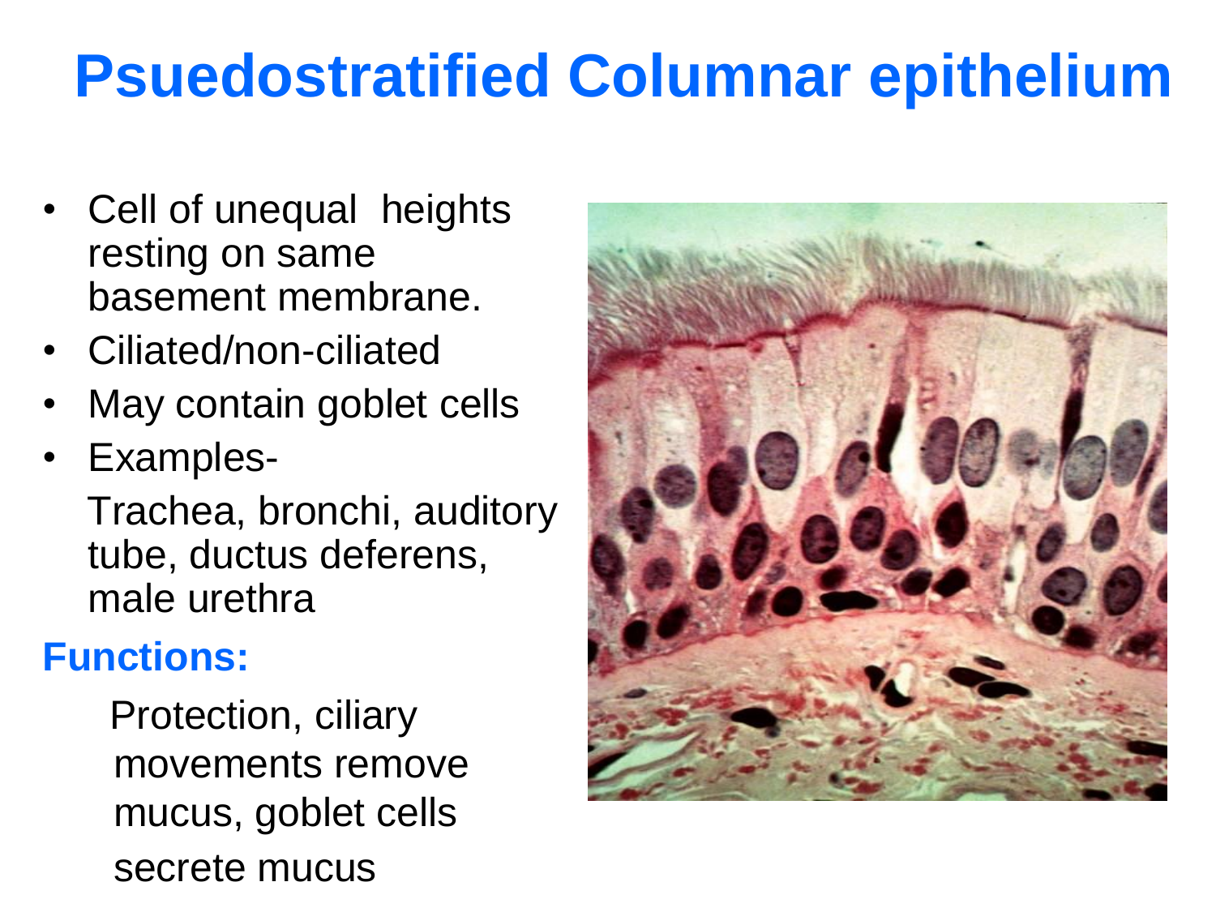# Psuedostratified Columnar epithelium

- Cell of unequal heights resting on same basement membrane.
- Ciliated/non-ciliated
- May contain goblet cells
- Examples-

  Trachea, bronchi, auditory tube, ductus deferens, male urethra

**Functions:**

Protection, ciliary movements remove mucus, goblet cells secrete mucus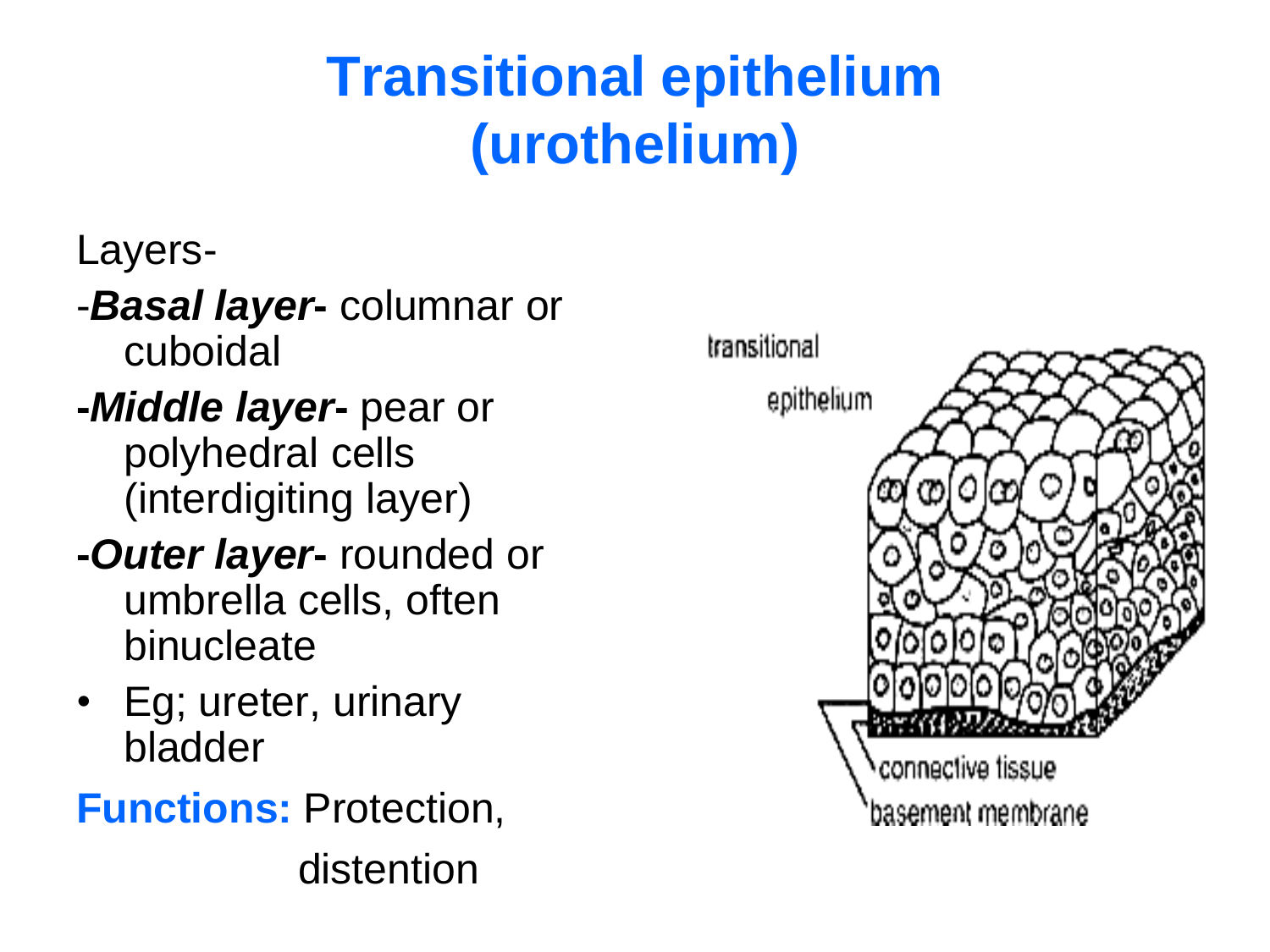# Transitional epithelium (urothelium)

Layers-

- -***Basal layer-*** columnar or cuboidal
- -***Middle layer-*** pear or polyhedral cells (interdigiting layer)
- -***Outer layer-*** rounded or umbrella cells, often binucleate

- Eg; ureter, urinary bladder

**Functions:** Protection, distention

transitional epithelium

connective tissue

basement membrane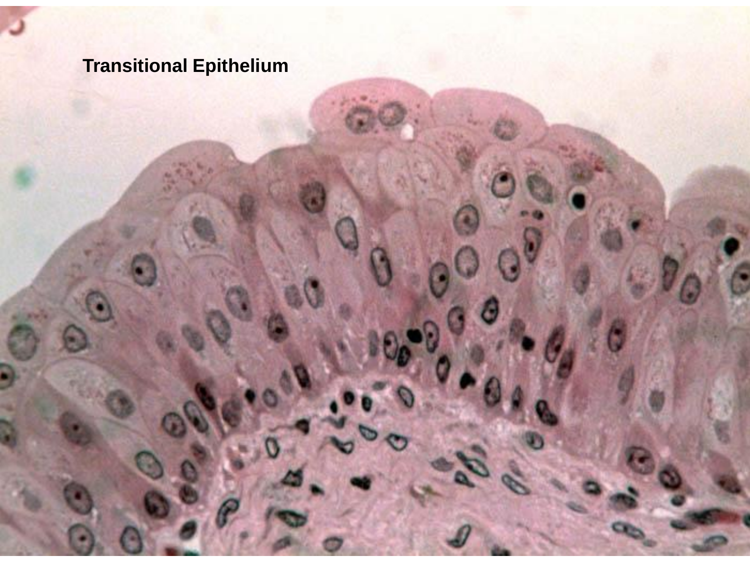Transitional Epithelium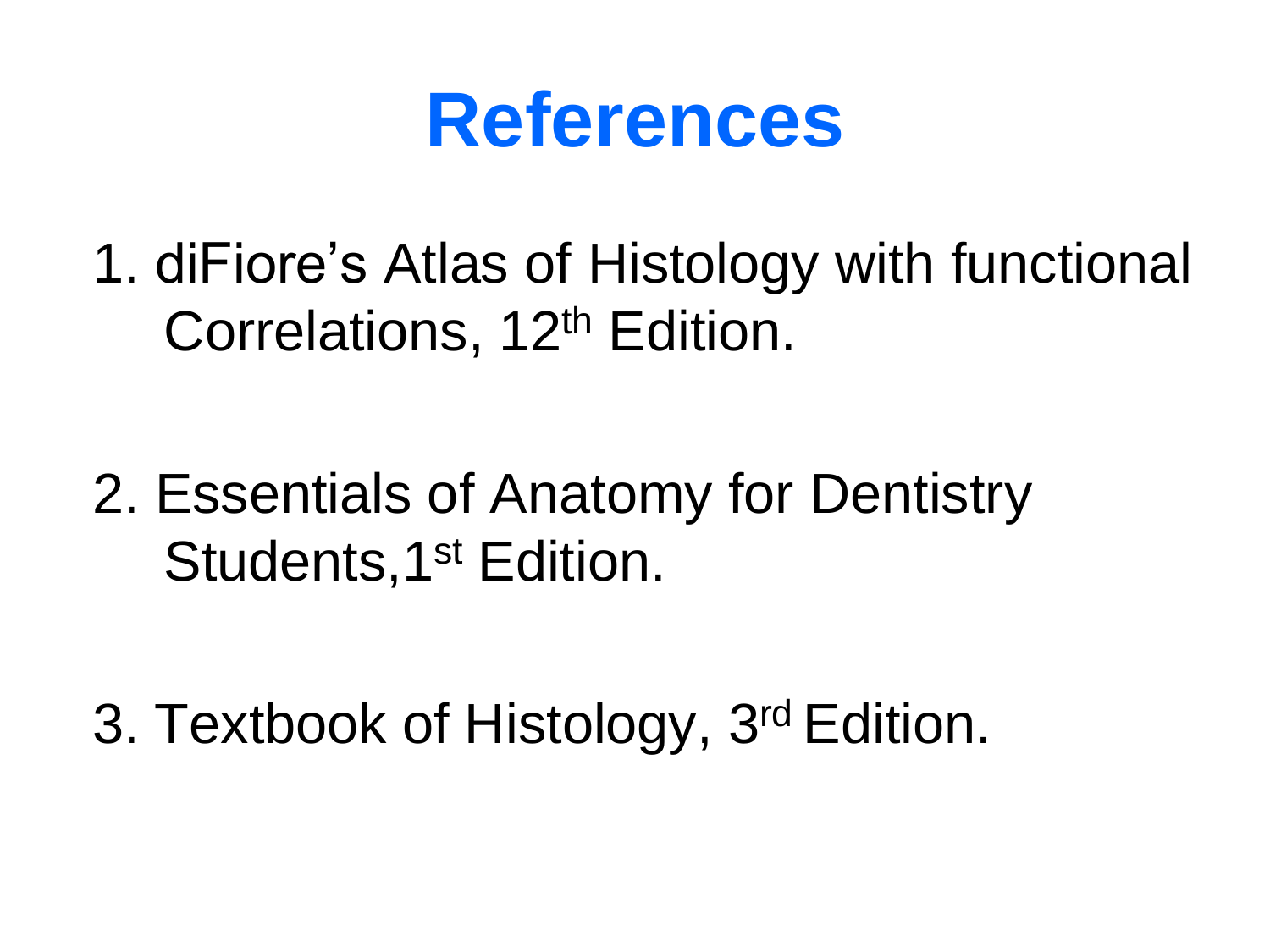# References

1. diFiore's Atlas of Histology with functional Correlations, 12th Edition.

2. Essentials of Anatomy for Dentistry Students,1st Edition.

3. Textbook of Histology, 3rd Edition.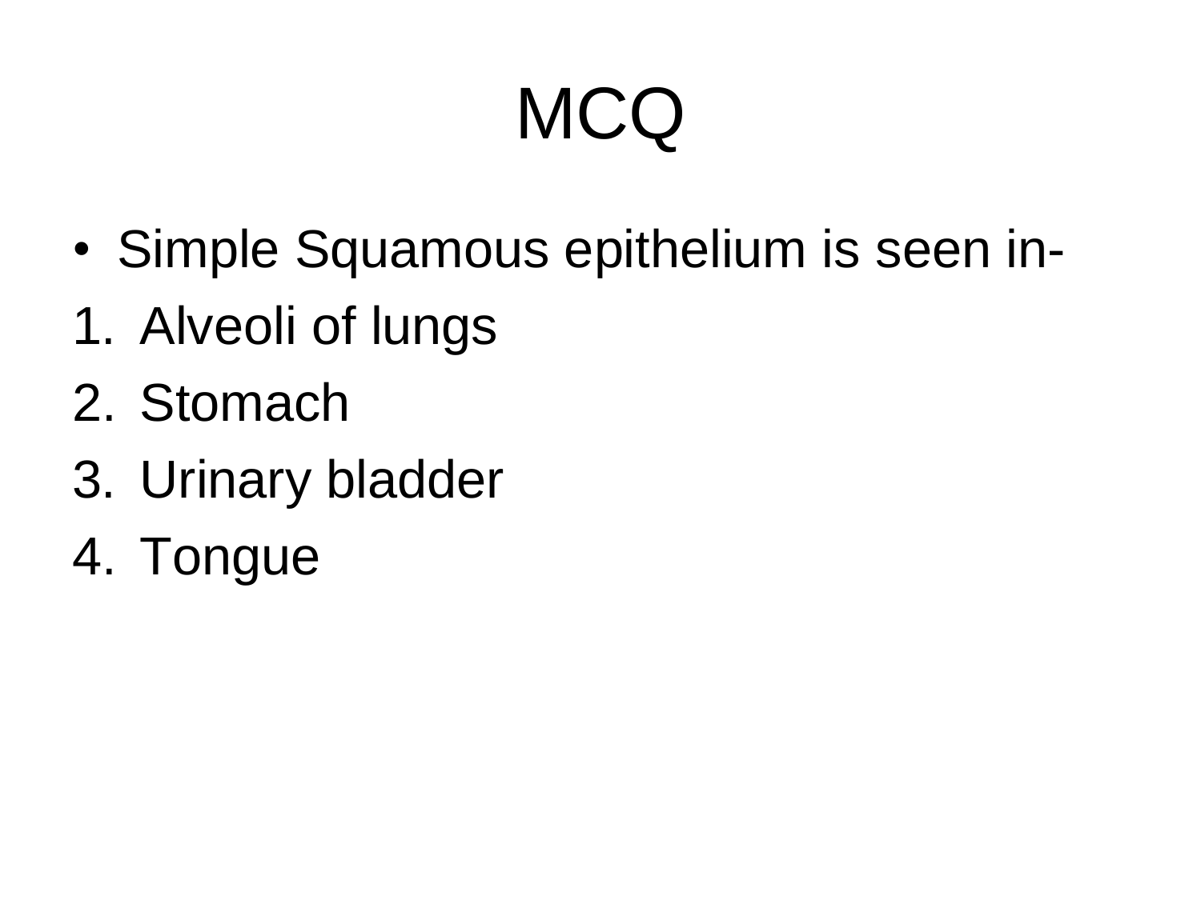# MCQ

- Simple Squamous epithelium is seen in-

1. Alveoli of lungs
2. Stomach
3. Urinary bladder
4. Tongue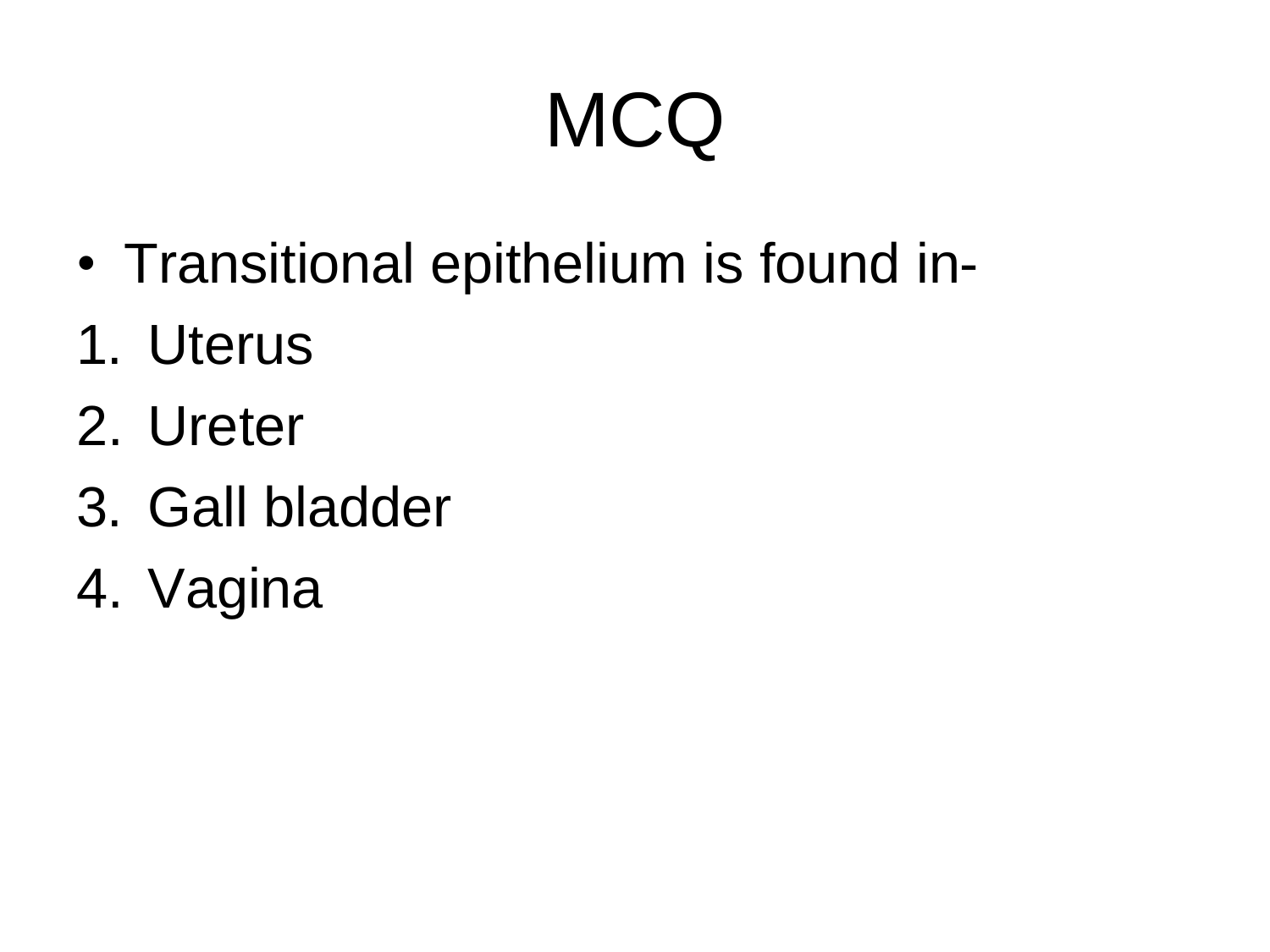# MCQ

- Transitional epithelium is found in-

1. Uterus
2. Ureter
3. Gall bladder
4. Vagina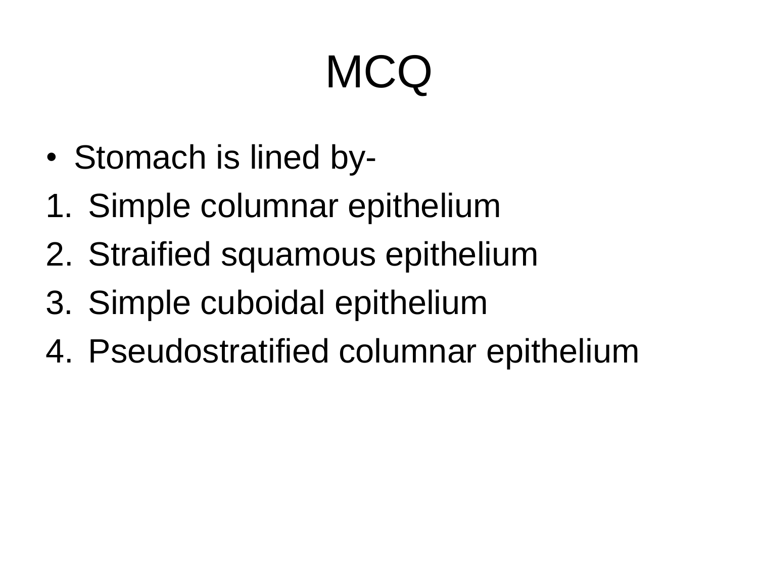# MCQ

- Stomach is lined by-

1. Simple columnar epithelium
2. Straified squamous epithelium
3. Simple cuboidal epithelium
4. Pseudostratified columnar epithelium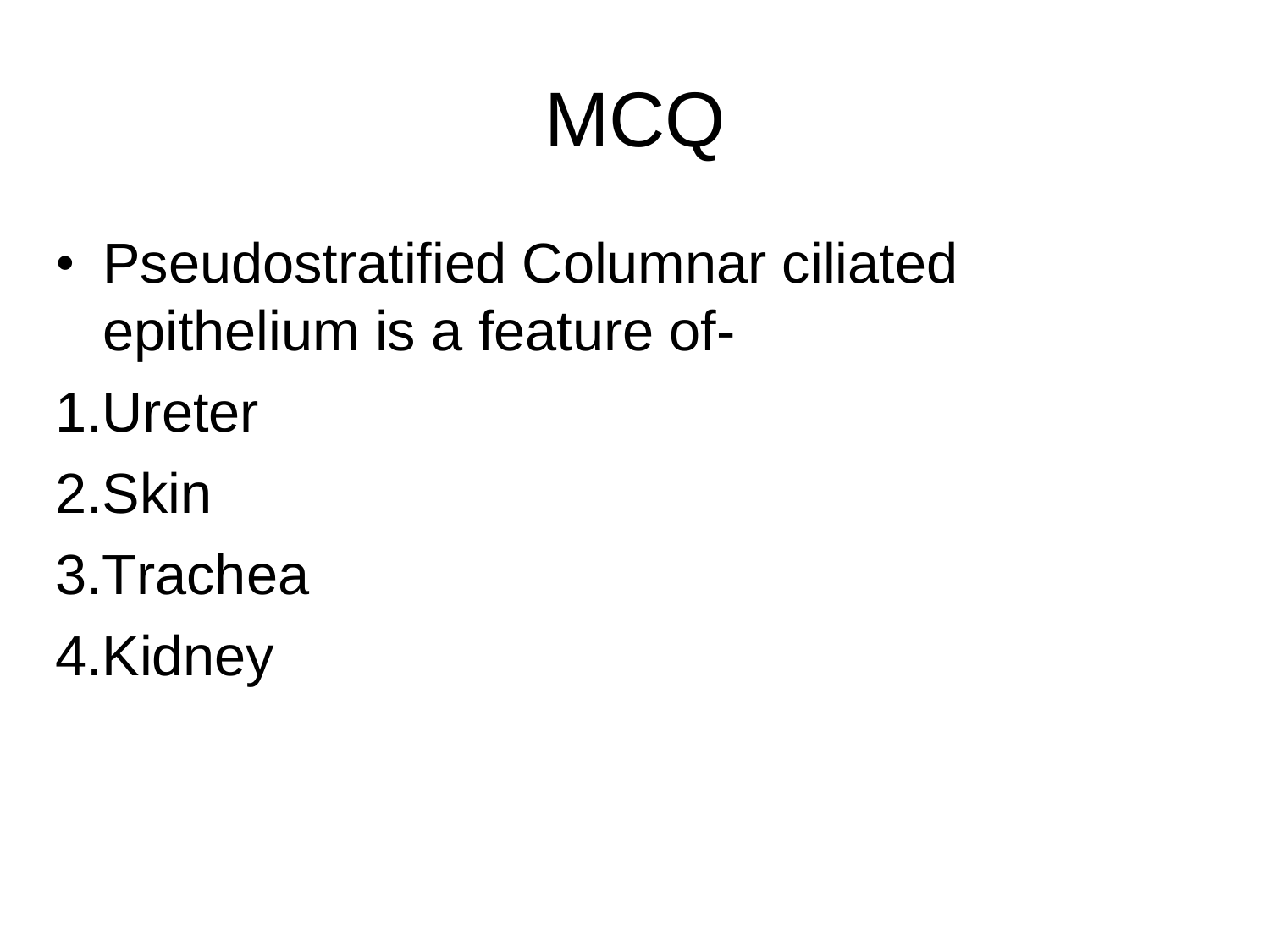# MCQ

- Pseudostratified Columnar ciliated epithelium is a feature of-

1. Ureter
2. Skin
3. Trachea
4. Kidney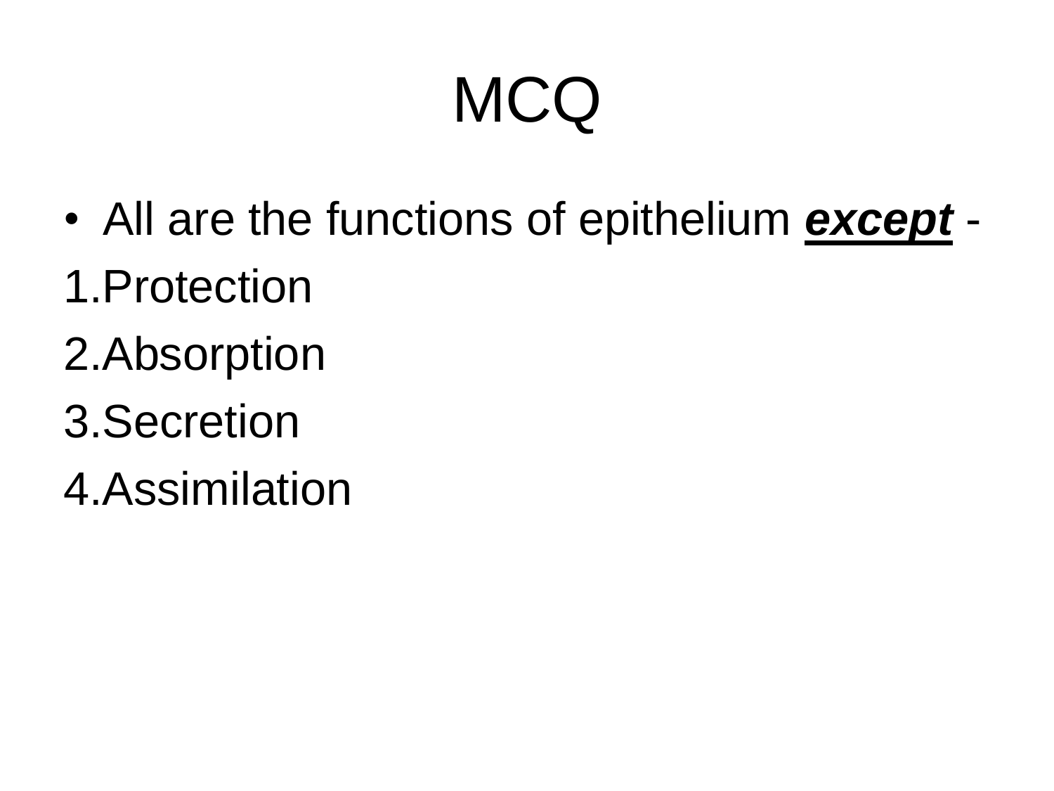# MCQ

- All are the functions of epithelium ***except*** -

1. Protection
2. Absorption
3. Secretion
4. Assimilation